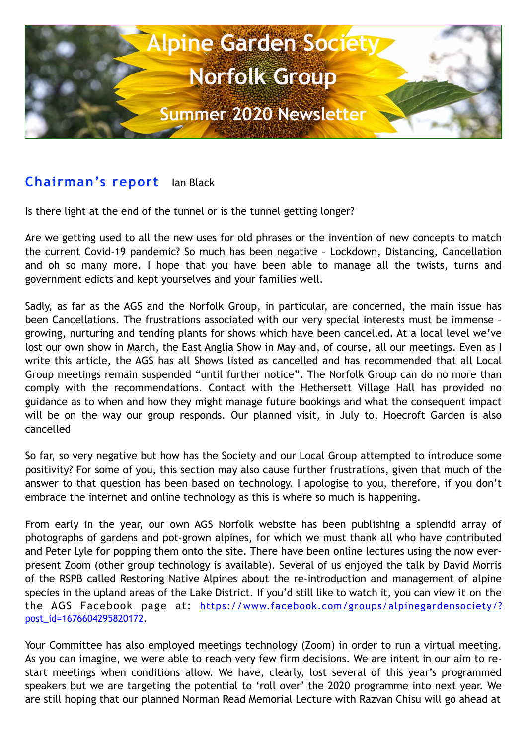# Alpine Garden Society
# Norfolk Group
## Summer 2020 Newsletter

## Chairman's report   Ian Black

Is there light at the end of the tunnel or is the tunnel getting longer?

Are we getting used to all the new uses for old phrases or the invention of new concepts to match the current Covid-19 pandemic? So much has been negative – Lockdown, Distancing, Cancellation and oh so many more. I hope that you have been able to manage all the twists, turns and government edicts and kept yourselves and your families well.

Sadly, as far as the AGS and the Norfolk Group, in particular, are concerned, the main issue has been Cancellations. The frustrations associated with our very special interests must be immense – growing, nurturing and tending plants for shows which have been cancelled. At a local level we've lost our own show in March, the East Anglia Show in May and, of course, all our meetings. Even as I write this article, the AGS has all Shows listed as cancelled and has recommended that all Local Group meetings remain suspended "until further notice". The Norfolk Group can do no more than comply with the recommendations. Contact with the Hethersett Village Hall has provided no guidance as to when and how they might manage future bookings and what the consequent impact will be on the way our group responds. Our planned visit, in July to, Hoecroft Garden is also cancelled

So far, so very negative but how has the Society and our Local Group attempted to introduce some positivity? For some of you, this section may also cause further frustrations, given that much of the answer to that question has been based on technology. I apologise to you, therefore, if you don't embrace the internet and online technology as this is where so much is happening.

From early in the year, our own AGS Norfolk website has been publishing a splendid array of photographs of gardens and pot-grown alpines, for which we must thank all who have contributed and Peter Lyle for popping them onto the site. There have been online lectures using the now ever-present Zoom (other group technology is available). Several of us enjoyed the talk by David Morris of the RSPB called Restoring Native Alpines about the re-introduction and management of alpine species in the upland areas of the Lake District. If you'd still like to watch it, you can view it on the the AGS Facebook page at: https://www.facebook.com/groups/alpinegardensociety/?post_id=1676604295820172.

Your Committee has also employed meetings technology (Zoom) in order to run a virtual meeting. As you can imagine, we were able to reach very few firm decisions. We are intent in our aim to re-start meetings when conditions allow. We have, clearly, lost several of this year's programmed speakers but we are targeting the potential to 'roll over' the 2020 programme into next year. We are still hoping that our planned Norman Read Memorial Lecture with Razvan Chisu will go ahead at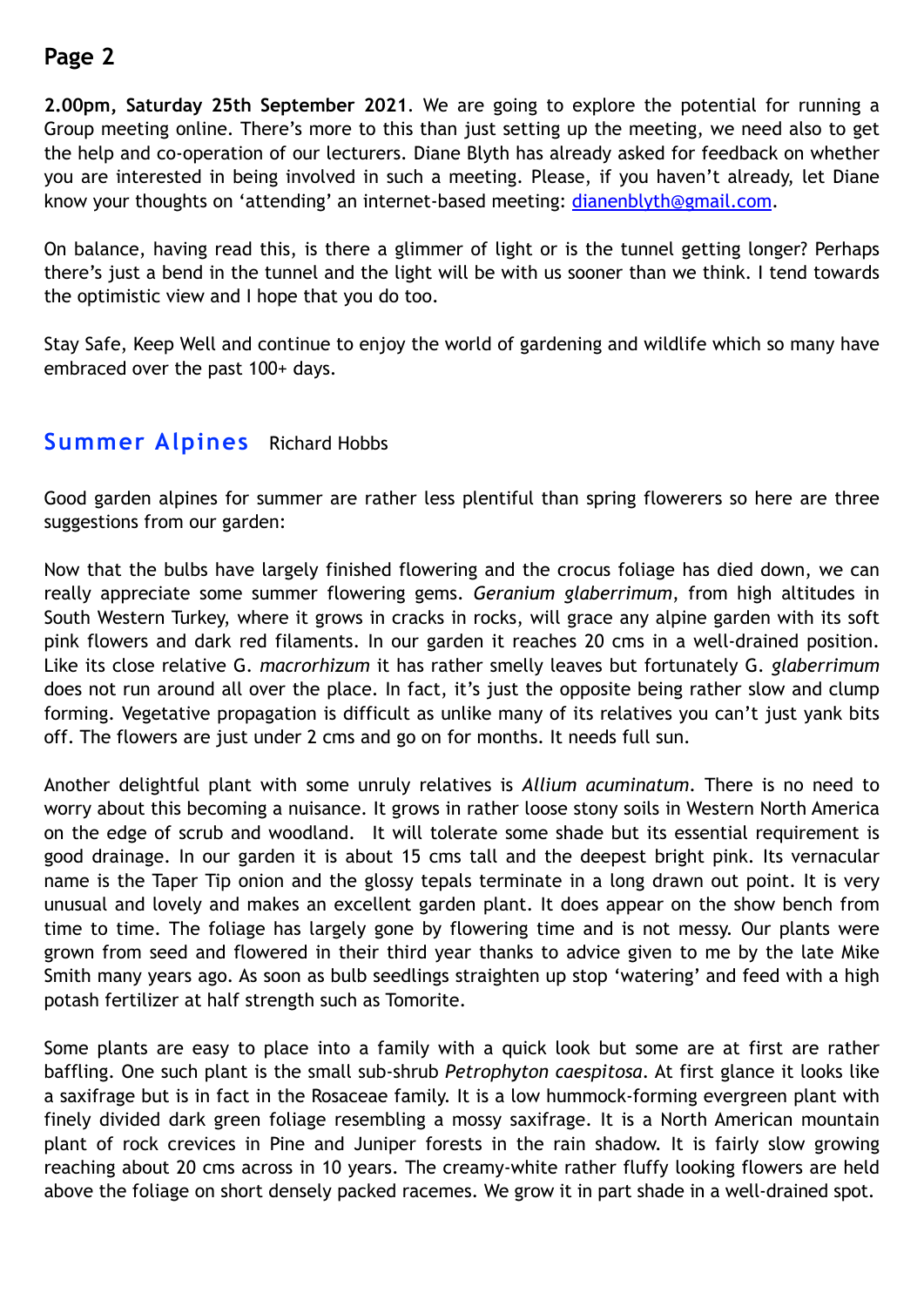**2.00pm, Saturday 25th September 2021**. We are going to explore the potential for running a Group meeting online. There's more to this than just setting up the meeting, we need also to get the help and co-operation of our lecturers. Diane Blyth has already asked for feedback on whether you are interested in being involved in such a meeting. Please, if you haven't already, let Diane know your thoughts on 'attending' an internet-based meeting: dianenblyth@gmail.com.

On balance, having read this, is there a glimmer of light or is the tunnel getting longer? Perhaps there's just a bend in the tunnel and the light will be with us sooner than we think. I tend towards the optimistic view and I hope that you do too.

Stay Safe, Keep Well and continue to enjoy the world of gardening and wildlife which so many have embraced over the past 100+ days.

## Summer Alpines

Richard Hobbs

Good garden alpines for summer are rather less plentiful than spring flowerers so here are three suggestions from our garden:

Now that the bulbs have largely finished flowering and the crocus foliage has died down, we can really appreciate some summer flowering gems. *Geranium glaberrimum*, from high altitudes in South Western Turkey, where it grows in cracks in rocks, will grace any alpine garden with its soft pink flowers and dark red filaments. In our garden it reaches 20 cms in a well-drained position. Like its close relative G. *macrorhizum* it has rather smelly leaves but fortunately G. *glaberrimum* does not run around all over the place. In fact, it's just the opposite being rather slow and clump forming. Vegetative propagation is difficult as unlike many of its relatives you can't just yank bits off. The flowers are just under 2 cms and go on for months. It needs full sun.

Another delightful plant with some unruly relatives is *Allium acuminatum*. There is no need to worry about this becoming a nuisance. It grows in rather loose stony soils in Western North America on the edge of scrub and woodland. It will tolerate some shade but its essential requirement is good drainage. In our garden it is about 15 cms tall and the deepest bright pink. Its vernacular name is the Taper Tip onion and the glossy tepals terminate in a long drawn out point. It is very unusual and lovely and makes an excellent garden plant. It does appear on the show bench from time to time. The foliage has largely gone by flowering time and is not messy. Our plants were grown from seed and flowered in their third year thanks to advice given to me by the late Mike Smith many years ago. As soon as bulb seedlings straighten up stop 'watering' and feed with a high potash fertilizer at half strength such as Tomorite.

Some plants are easy to place into a family with a quick look but some are at first are rather baffling. One such plant is the small sub-shrub *Petrophyton caespitosa*. At first glance it looks like a saxifrage but is in fact in the Rosaceae family. It is a low hummock-forming evergreen plant with finely divided dark green foliage resembling a mossy saxifrage. It is a North American mountain plant of rock crevices in Pine and Juniper forests in the rain shadow. It is fairly slow growing reaching about 20 cms across in 10 years. The creamy-white rather fluffy looking flowers are held above the foliage on short densely packed racemes. We grow it in part shade in a well-drained spot.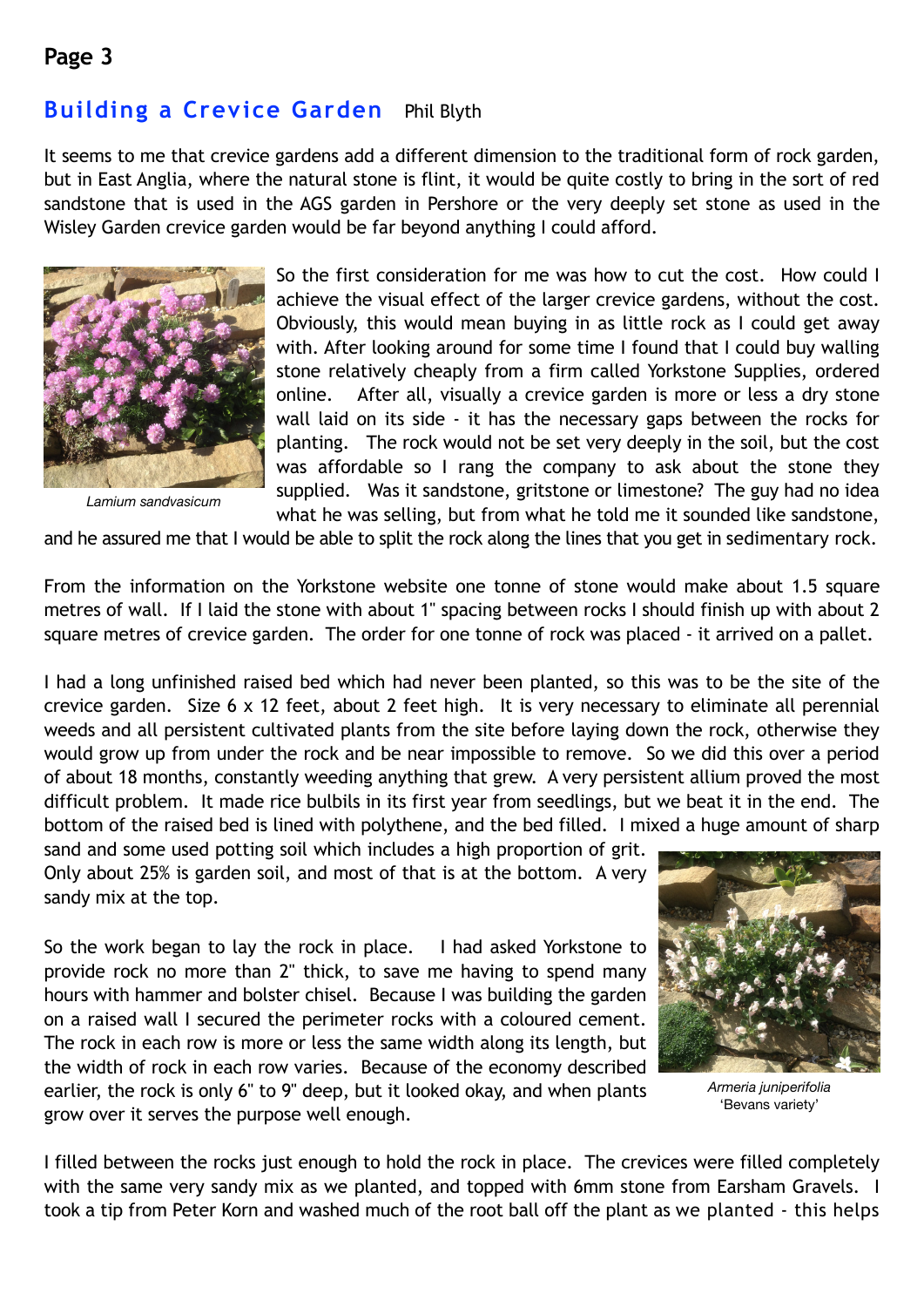## Building a Crevice Garden Phil Blyth

It seems to me that crevice gardens add a different dimension to the traditional form of rock garden, but in East Anglia, where the natural stone is flint, it would be quite costly to bring in the sort of red sandstone that is used in the AGS garden in Pershore or the very deeply set stone as used in the Wisley Garden crevice garden would be far beyond anything I could afford.

*Lamium sandvasicum*

So the first consideration for me was how to cut the cost. How could I achieve the visual effect of the larger crevice gardens, without the cost. Obviously, this would mean buying in as little rock as I could get away with. After looking around for some time I found that I could buy walling stone relatively cheaply from a firm called Yorkstone Supplies, ordered online. After all, visually a crevice garden is more or less a dry stone wall laid on its side - it has the necessary gaps between the rocks for planting. The rock would not be set very deeply in the soil, but the cost was affordable so I rang the company to ask about the stone they supplied. Was it sandstone, gritstone or limestone? The guy had no idea what he was selling, but from what he told me it sounded like sandstone, and he assured me that I would be able to split the rock along the lines that you get in sedimentary rock.

From the information on the Yorkstone website one tonne of stone would make about 1.5 square metres of wall. If I laid the stone with about 1" spacing between rocks I should finish up with about 2 square metres of crevice garden. The order for one tonne of rock was placed - it arrived on a pallet.

I had a long unfinished raised bed which had never been planted, so this was to be the site of the crevice garden. Size 6 x 12 feet, about 2 feet high. It is very necessary to eliminate all perennial weeds and all persistent cultivated plants from the site before laying down the rock, otherwise they would grow up from under the rock and be near impossible to remove. So we did this over a period of about 18 months, constantly weeding anything that grew. A very persistent allium proved the most difficult problem. It made rice bulbils in its first year from seedlings, but we beat it in the end. The bottom of the raised bed is lined with polythene, and the bed filled. I mixed a huge amount of sharp sand and some used potting soil which includes a high proportion of grit. Only about 25% is garden soil, and most of that is at the bottom. A very sandy mix at the top.

So the work began to lay the rock in place. I had asked Yorkstone to provide rock no more than 2" thick, to save me having to spend many hours with hammer and bolster chisel. Because I was building the garden on a raised wall I secured the perimeter rocks with a coloured cement. The rock in each row is more or less the same width along its length, but the width of rock in each row varies. Because of the economy described earlier, the rock is only 6" to 9" deep, but it looked okay, and when plants grow over it serves the purpose well enough.

*Armeria juniperifolia* 'Bevans variety'

I filled between the rocks just enough to hold the rock in place. The crevices were filled completely with the same very sandy mix as we planted, and topped with 6mm stone from Earsham Gravels. I took a tip from Peter Korn and washed much of the root ball off the plant as we planted - this helps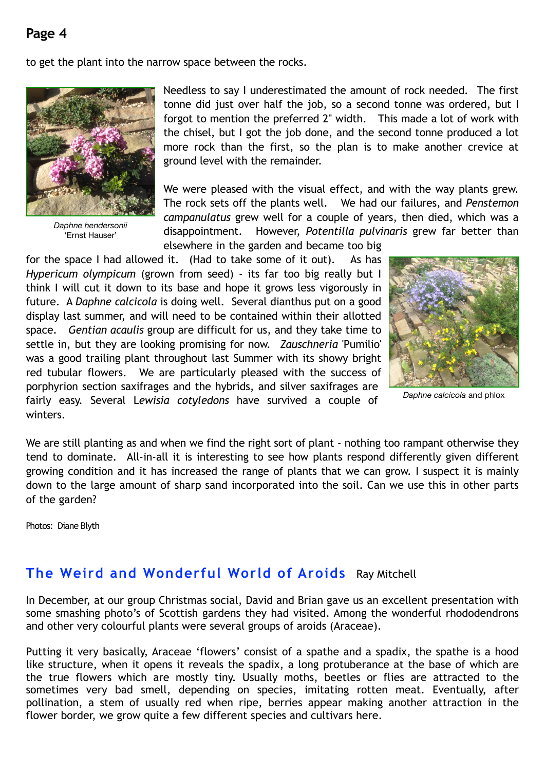to get the plant into the narrow space between the rocks.

*Daphne hendersonii* 'Ernst Hauser'

Needless to say I underestimated the amount of rock needed. The first tonne did just over half the job, so a second tonne was ordered, but I forgot to mention the preferred 2" width. This made a lot of work with the chisel, but I got the job done, and the second tonne produced a lot more rock than the first, so the plan is to make another crevice at ground level with the remainder.

We were pleased with the visual effect, and with the way plants grew. The rock sets off the plants well. We had our failures, and *Penstemon campanulatus* grew well for a couple of years, then died, which was a disappointment. However, *Potentilla pulvinaris* grew far better than elsewhere in the garden and became too big for the space I had allowed it. (Had to take some of it out). As has *Hypericum olympicum* (grown from seed) - its far too big really but I think I will cut it down to its base and hope it grows less vigorously in future. A *Daphne calcicola* is doing well. Several dianthus put on a good display last summer, and will need to be contained within their allotted space. *Gentian acaulis* group are difficult for us, and they take time to settle in, but they are looking promising for now. *Zauschneria* 'Pumilio' was a good trailing plant throughout last Summer with its showy bright red tubular flowers. We are particularly pleased with the success of porphyrion section saxifrages and the hybrids, and silver saxifrages are fairly easy. Several L*ewisia cotyledons* have survived a couple of winters.

*Daphne calcicola* and phlox

We are still planting as and when we find the right sort of plant - nothing too rampant otherwise they tend to dominate. All-in-all it is interesting to see how plants respond differently given different growing condition and it has increased the range of plants that we can grow. I suspect it is mainly down to the large amount of sharp sand incorporated into the soil. Can we use this in other parts of the garden?

Photos: Diane Blyth

## The Weird and Wonderful World of Aroids

Ray Mitchell

In December, at our group Christmas social, David and Brian gave us an excellent presentation with some smashing photo's of Scottish gardens they had visited. Among the wonderful rhododendrons and other very colourful plants were several groups of aroids (Araceae).

Putting it very basically, Araceae 'flowers' consist of a spathe and a spadix, the spathe is a hood like structure, when it opens it reveals the spadix, a long protuberance at the base of which are the true flowers which are mostly tiny. Usually moths, beetles or flies are attracted to the sometimes very bad smell, depending on species, imitating rotten meat. Eventually, after pollination, a stem of usually red when ripe, berries appear making another attraction in the flower border, we grow quite a few different species and cultivars here.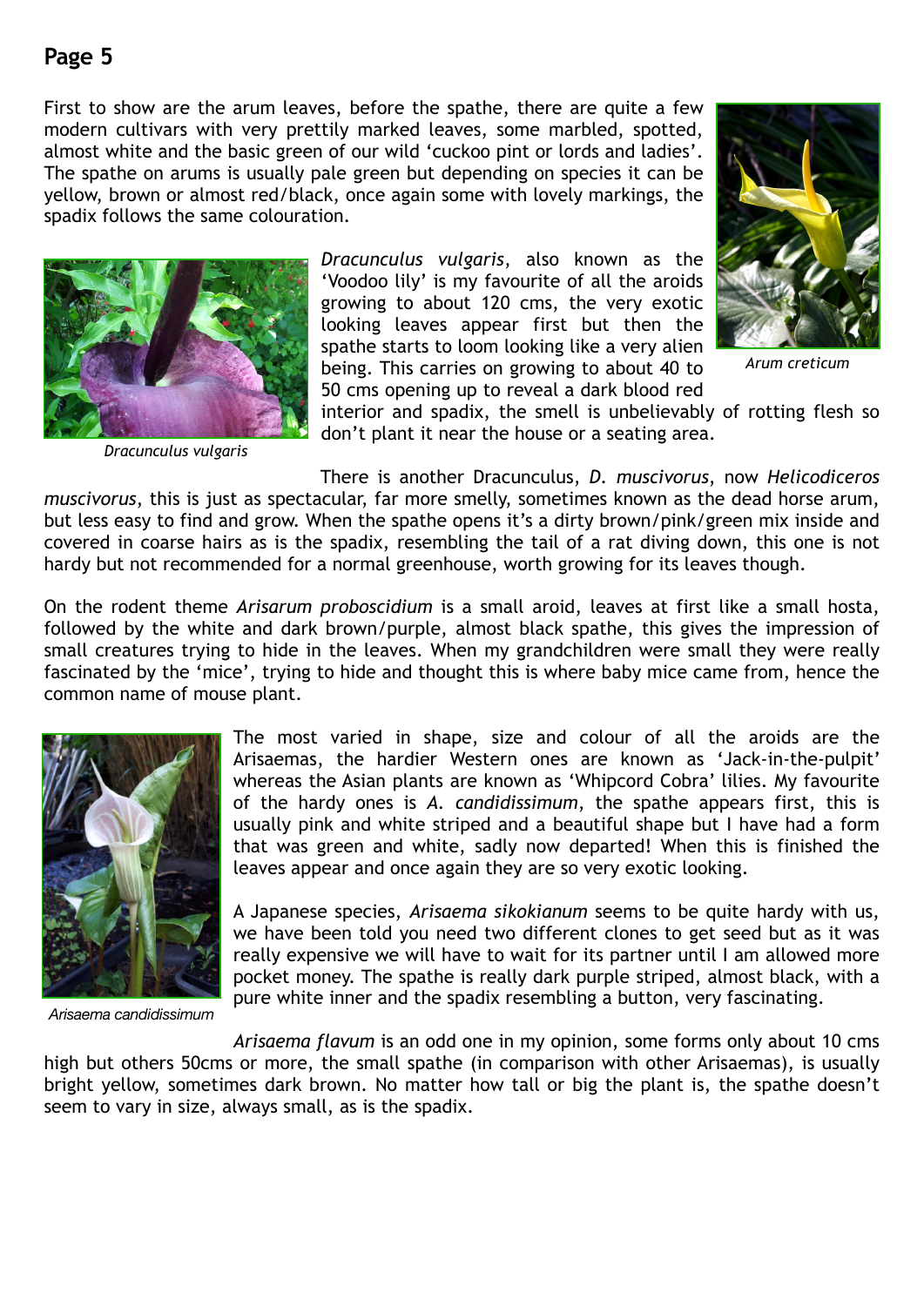## Page 5

First to show are the arum leaves, before the spathe, there are quite a few modern cultivars with very prettily marked leaves, some marbled, spotted, almost white and the basic green of our wild 'cuckoo pint or lords and ladies'. The spathe on arums is usually pale green but depending on species it can be yellow, brown or almost red/black, once again some with lovely markings, the spadix follows the same colouration.

*Arum creticum*

*Dracunculus vulgaris*, also known as the 'Voodoo lily' is my favourite of all the aroids growing to about 120 cms, the very exotic looking leaves appear first but then the spathe starts to loom looking like a very alien being. This carries on growing to about 40 to 50 cms opening up to reveal a dark blood red interior and spadix, the smell is unbelievably of rotting flesh so don't plant it near the house or a seating area.

*Dracunculus vulgaris*

There is another Dracunculus, *D. muscivorus*, now *Helicodiceros muscivorus*, this is just as spectacular, far more smelly, sometimes known as the dead horse arum, but less easy to find and grow. When the spathe opens it's a dirty brown/pink/green mix inside and covered in coarse hairs as is the spadix, resembling the tail of a rat diving down, this one is not hardy but not recommended for a normal greenhouse, worth growing for its leaves though.

On the rodent theme *Arisarum proboscidium* is a small aroid, leaves at first like a small hosta, followed by the white and dark brown/purple, almost black spathe, this gives the impression of small creatures trying to hide in the leaves. When my grandchildren were small they were really fascinated by the 'mice', trying to hide and thought this is where baby mice came from, hence the common name of mouse plant.

The most varied in shape, size and colour of all the aroids are the Arisaemas, the hardier Western ones are known as 'Jack-in-the-pulpit' whereas the Asian plants are known as 'Whipcord Cobra' lilies. My favourite of the hardy ones is *A. candidissimum*, the spathe appears first, this is usually pink and white striped and a beautiful shape but I have had a form that was green and white, sadly now departed! When this is finished the leaves appear and once again they are so very exotic looking.

*Arisaema candidissimum*

A Japanese species, *Arisaema sikokianum* seems to be quite hardy with us, we have been told you need two different clones to get seed but as it was really expensive we will have to wait for its partner until I am allowed more pocket money. The spathe is really dark purple striped, almost black, with a pure white inner and the spadix resembling a button, very fascinating.

*Arisaema flavum* is an odd one in my opinion, some forms only about 10 cms high but others 50cms or more, the small spathe (in comparison with other Arisaemas), is usually bright yellow, sometimes dark brown. No matter how tall or big the plant is, the spathe doesn't seem to vary in size, always small, as is the spadix.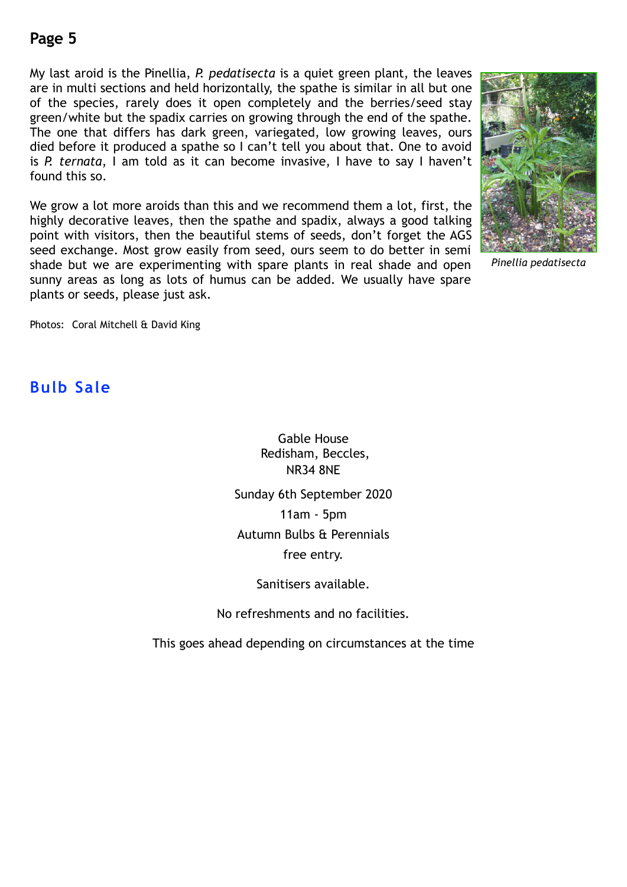## Page 5

My last aroid is the Pinellia, *P. pedatisecta* is a quiet green plant, the leaves are in multi sections and held horizontally, the spathe is similar in all but one of the species, rarely does it open completely and the berries/seed stay green/white but the spadix carries on growing through the end of the spathe. The one that differs has dark green, variegated, low growing leaves, ours died before it produced a spathe so I can't tell you about that. One to avoid is *P. ternata*, I am told as it can become invasive, I have to say I haven't found this so.

*Pinellia pedatisecta*

We grow a lot more aroids than this and we recommend them a lot, first, the highly decorative leaves, then the spathe and spadix, always a good talking point with visitors, then the beautiful stems of seeds, don't forget the AGS seed exchange. Most grow easily from seed, ours seem to do better in semi shade but we are experimenting with spare plants in real shade and open sunny areas as long as lots of humus can be added. We usually have spare plants or seeds, please just ask.

Photos: Coral Mitchell & David King

## Bulb Sale

Gable House
Redisham, Beccles,
NR34 8NE

Sunday 6th September 2020

11am - 5pm

Autumn Bulbs & Perennials

free entry.

Sanitisers available.

No refreshments and no facilities.

This goes ahead depending on circumstances at the time